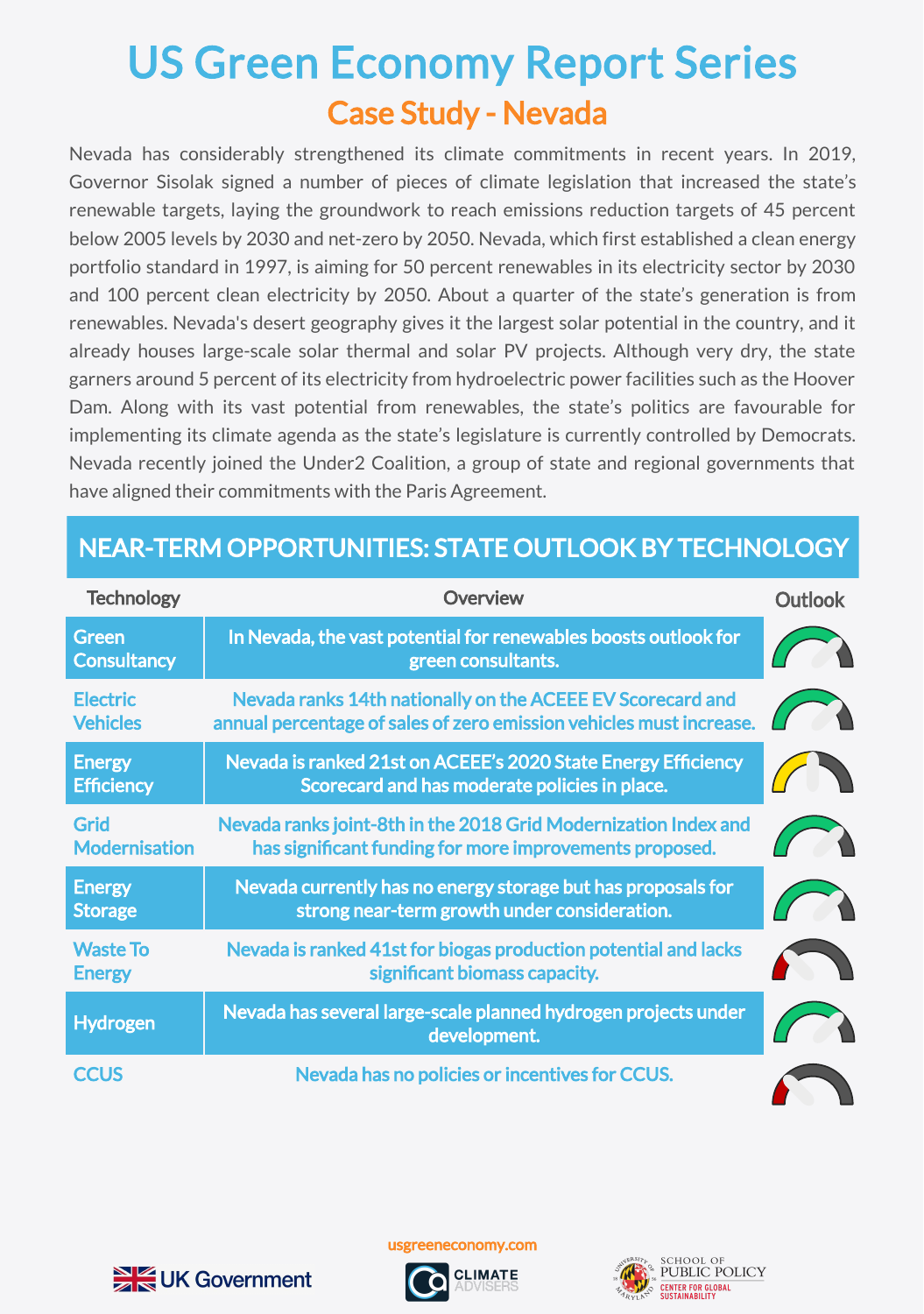# US Green Economy Report Series

## Case Study - Nevada

Nevada has considerably strengthened its climate commitments in recent years. In 2019, Governor Sisolak signed a number of pieces of climate legislation that increased the state's renewable targets, laying the groundwork to reach emissions reduction targets of 45 percent below 2005 levels by 2030 and net-zero by 2050. Nevada, which first established a clean energy portfolio standard in 1997, is aiming for 50 percent renewables in its electricity sector by 2030 and 100 percent clean electricity by 2050. About a quarter of the state's generation is from renewables. Nevada's desert geography gives it the largest solar potential in the country, and it already houses large-scale solar thermal and solar PV projects. Although very dry, the state garners around 5 percent of its electricity from hydroelectric power facilities such as the Hoover Dam. Along with its vast potential from renewables, the state's politics are favourable for implementing its climate agenda as the state's legislature is currently controlled by Democrats. Nevada recently joined the Under2 Coalition, a group of state and regional governments that have aligned their commitments with the Paris Agreement.

## NEAR-TERM OPPORTUNITIES: STATE OUTLOOK BY TECHNOLOGY

| Technology | Overview | Outlook |
|---|---|---|
| Green Consultancy | In Nevada, the vast potential for renewables boosts outlook for green consultants. | |
| Electric Vehicles | Nevada ranks 14th nationally on the ACEEE EV Scorecard and annual percentage of sales of zero emission vehicles must increase. | |
| Energy Efficiency | Nevada is ranked 21st on ACEEE's 2020 State Energy Efficiency Scorecard and has moderate policies in place. | |
| Grid Modernisation | Nevada ranks joint-8th in the 2018 Grid Modernization Index and has significant funding for more improvements proposed. | |
| Energy Storage | Nevada currently has no energy storage but has proposals for strong near-term growth under consideration. | |
| Waste To Energy | Nevada is ranked 41st for biogas production potential and lacks significant biomass capacity. | |
| Hydrogen | Nevada has several large-scale planned hydrogen projects under development. | |
| CCUS | Nevada has no policies or incentives for CCUS. | |

usgreeneconomy.com

UK Government | CLIMATE ADVISERS | University of Maryland School of Public Policy, Center for Global Sustainability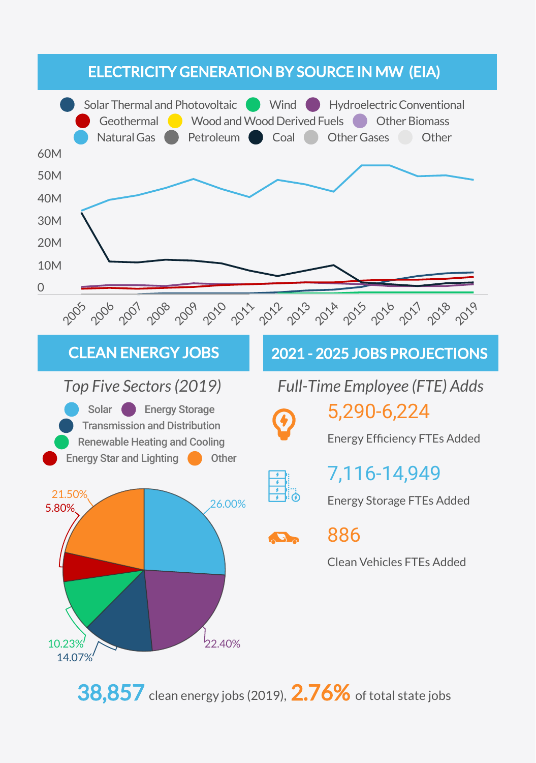## ELECTRICITY GENERATION BY SOURCE IN MW (EIA)

Solar Thermal and Photovoltaic
Wind
Hydroelectric Conventional
Geothermal
Wood and Wood Derived Fuels
Other Biomass
Natural Gas
Petroleum
Coal
Other Gases
Other

60M
50M
40M
30M
20M
10M
0

2005
2006
2007
2008
2009
2010
2011
2012
2013
2014
2015
2016
2017
2018
2019

## CLEAN ENERGY JOBS

*Top Five Sectors (2019)*

Solar
Energy Storage
Transmission and Distribution
Renewable Heating and Cooling
Energy Star and Lighting
Other

26.00%
22.40%
14.07%
10.23%
5.80%
21.50%

## 2021 - 2025 JOBS PROJECTIONS

*Full-Time Employee (FTE) Adds*

**5,290-6,224**
Energy Efficiency FTEs Added

**7,116-14,949**
Energy Storage FTEs Added

**886**
Clean Vehicles FTEs Added

**38,857** clean energy jobs (2019), **2.76%** of total state jobs